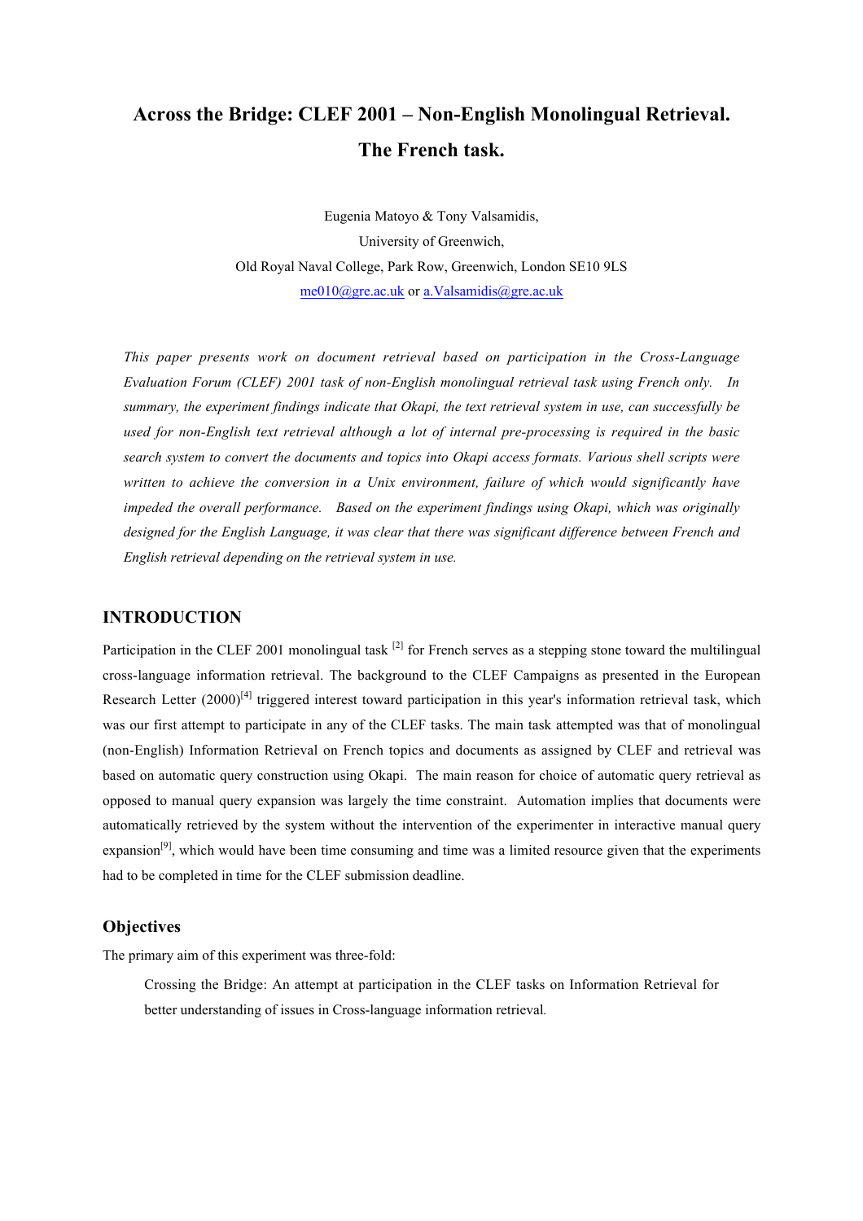# Across the Bridge: CLEF 2001 – Non-English Monolingual Retrieval. The French task.

Eugenia Matoyo & Tony Valsamidis,

University of Greenwich,

Old Royal Naval College, Park Row, Greenwich, London SE10 9LS

me010@gre.ac.uk or a.Valsamidis@gre.ac.uk

*This paper presents work on document retrieval based on participation in the Cross-Language Evaluation Forum (CLEF) 2001 task of non-English monolingual retrieval task using French only. In summary, the experiment findings indicate that Okapi, the text retrieval system in use, can successfully be used for non-English text retrieval although a lot of internal pre-processing is required in the basic search system to convert the documents and topics into Okapi access formats. Various shell scripts were written to achieve the conversion in a Unix environment, failure of which would significantly have impeded the overall performance. Based on the experiment findings using Okapi, which was originally designed for the English Language, it was clear that there was significant difference between French and English retrieval depending on the retrieval system in use.*

## INTRODUCTION

Participation in the CLEF 2001 monolingual task [2] for French serves as a stepping stone toward the multilingual cross-language information retrieval. The background to the CLEF Campaigns as presented in the European Research Letter (2000)[4] triggered interest toward participation in this year's information retrieval task, which was our first attempt to participate in any of the CLEF tasks. The main task attempted was that of monolingual (non-English) Information Retrieval on French topics and documents as assigned by CLEF and retrieval was based on automatic query construction using Okapi. The main reason for choice of automatic query retrieval as opposed to manual query expansion was largely the time constraint. Automation implies that documents were automatically retrieved by the system without the intervention of the experimenter in interactive manual query expansion[9], which would have been time consuming and time was a limited resource given that the experiments had to be completed in time for the CLEF submission deadline.

## Objectives

The primary aim of this experiment was three-fold:

> Crossing the Bridge: An attempt at participation in the CLEF tasks on Information Retrieval for better understanding of issues in Cross-language information retrieval.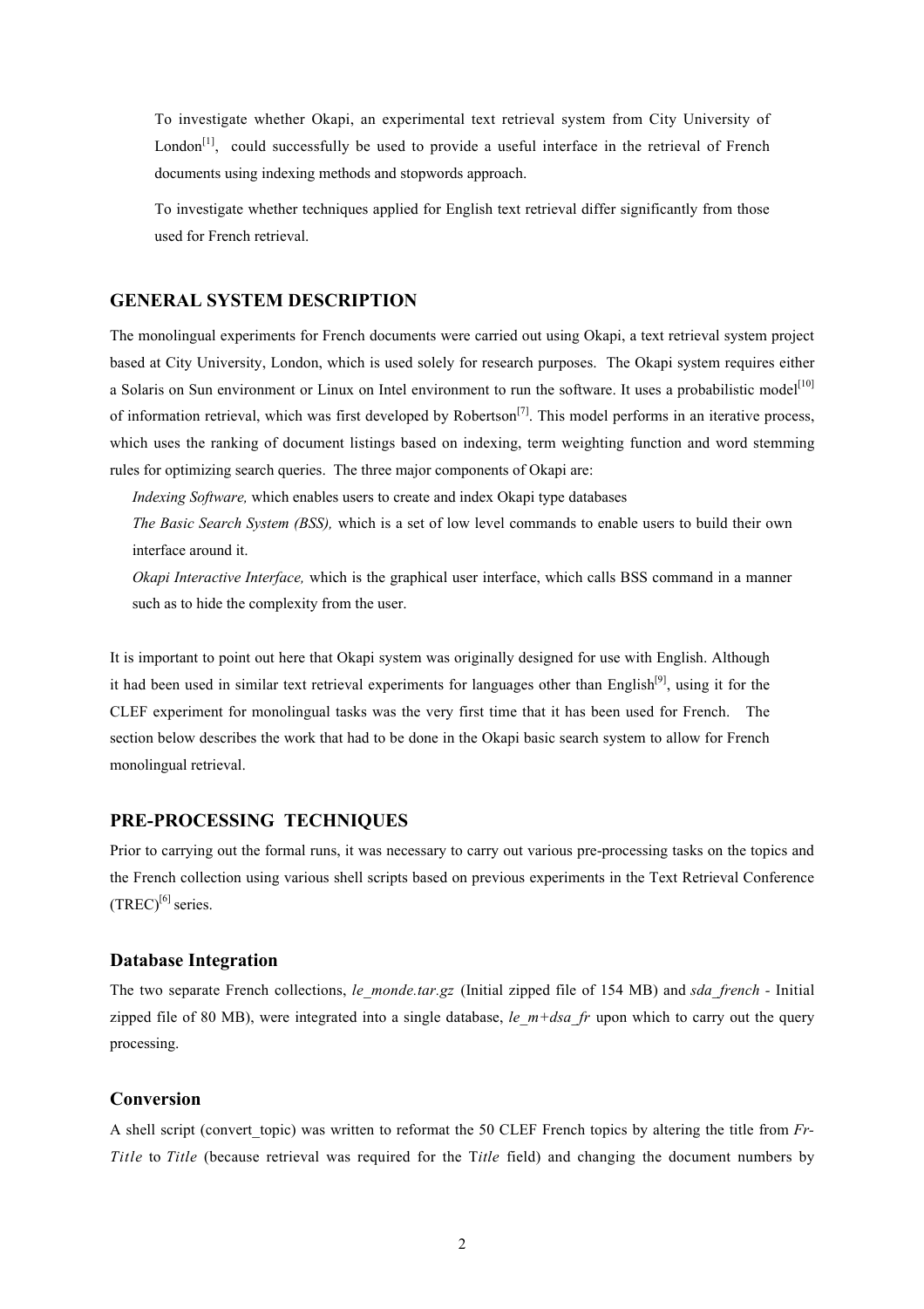To investigate whether Okapi, an experimental text retrieval system from City University of London[1], could successfully be used to provide a useful interface in the retrieval of French documents using indexing methods and stopwords approach.

To investigate whether techniques applied for English text retrieval differ significantly from those used for French retrieval.

## GENERAL SYSTEM DESCRIPTION

The monolingual experiments for French documents were carried out using Okapi, a text retrieval system project based at City University, London, which is used solely for research purposes. The Okapi system requires either a Solaris on Sun environment or Linux on Intel environment to run the software. It uses a probabilistic model[10] of information retrieval, which was first developed by Robertson[7]. This model performs in an iterative process, which uses the ranking of document listings based on indexing, term weighting function and word stemming rules for optimizing search queries. The three major components of Okapi are:

*Indexing Software,* which enables users to create and index Okapi type databases

*The Basic Search System (BSS),* which is a set of low level commands to enable users to build their own interface around it.

*Okapi Interactive Interface,* which is the graphical user interface, which calls BSS command in a manner such as to hide the complexity from the user.

It is important to point out here that Okapi system was originally designed for use with English. Although it had been used in similar text retrieval experiments for languages other than English[9], using it for the CLEF experiment for monolingual tasks was the very first time that it has been used for French. The section below describes the work that had to be done in the Okapi basic search system to allow for French monolingual retrieval.

## PRE-PROCESSING TECHNIQUES

Prior to carrying out the formal runs, it was necessary to carry out various pre-processing tasks on the topics and the French collection using various shell scripts based on previous experiments in the Text Retrieval Conference (TREC)[6] series.

### Database Integration

The two separate French collections, *le_monde.tar.gz* (Initial zipped file of 154 MB) and *sda_french* - Initial zipped file of 80 MB), were integrated into a single database, *le_m+dsa_fr* upon which to carry out the query processing.

### Conversion

A shell script (convert_topic) was written to reformat the 50 CLEF French topics by altering the title from *Fr-Title* to *Title* (because retrieval was required for the T*itle* field) and changing the document numbers by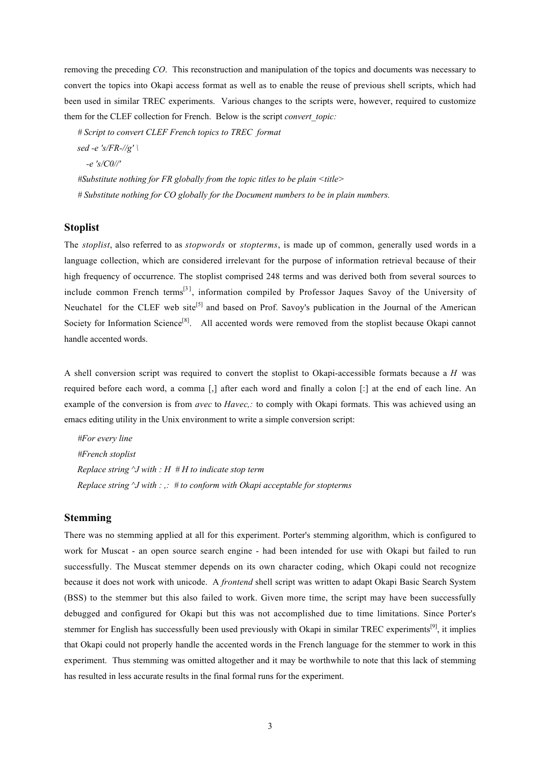removing the preceding *CO*. This reconstruction and manipulation of the topics and documents was necessary to convert the topics into Okapi access format as well as to enable the reuse of previous shell scripts, which had been used in similar TREC experiments. Various changes to the scripts were, however, required to customize them for the CLEF collection for French. Below is the script *convert_topic:*

```
# Script to convert CLEF French topics to TREC  format
sed -e 's/FR-//g' \
   -e 's/C0//'
#Substitute nothing for FR globally from the topic titles to be plain <title>
# Substitute nothing for CO globally for the Document numbers to be in plain numbers.
```

## Stoplist

The *stoplist*, also referred to as *stopwords* or *stopterms*, is made up of common, generally used words in a language collection, which are considered irrelevant for the purpose of information retrieval because of their high frequency of occurrence. The stoplist comprised 248 terms and was derived both from several sources to include common French terms[3], information compiled by Professor Jaques Savoy of the University of Neuchatel for the CLEF web site[5] and based on Prof. Savoy's publication in the Journal of the American Society for Information Science[8]. All accented words were removed from the stoplist because Okapi cannot handle accented words.

A shell conversion script was required to convert the stoplist to Okapi-accessible formats because a *H* was required before each word, a comma [,] after each word and finally a colon [:] at the end of each line. An example of the conversion is from *avec* to *Havec,:* to comply with Okapi formats. This was achieved using an emacs editing utility in the Unix environment to write a simple conversion script:

```
#For every line
#French stoplist
Replace string ^J with : H  # H to indicate stop term
Replace string ^J with : ,:  # to conform with Okapi acceptable for stopterms
```

## Stemming

There was no stemming applied at all for this experiment. Porter's stemming algorithm, which is configured to work for Muscat - an open source search engine - had been intended for use with Okapi but failed to run successfully. The Muscat stemmer depends on its own character coding, which Okapi could not recognize because it does not work with unicode. A *frontend* shell script was written to adapt Okapi Basic Search System (BSS) to the stemmer but this also failed to work. Given more time, the script may have been successfully debugged and configured for Okapi but this was not accomplished due to time limitations. Since Porter's stemmer for English has successfully been used previously with Okapi in similar TREC experiments[9], it implies that Okapi could not properly handle the accented words in the French language for the stemmer to work in this experiment. Thus stemming was omitted altogether and it may be worthwhile to note that this lack of stemming has resulted in less accurate results in the final formal runs for the experiment.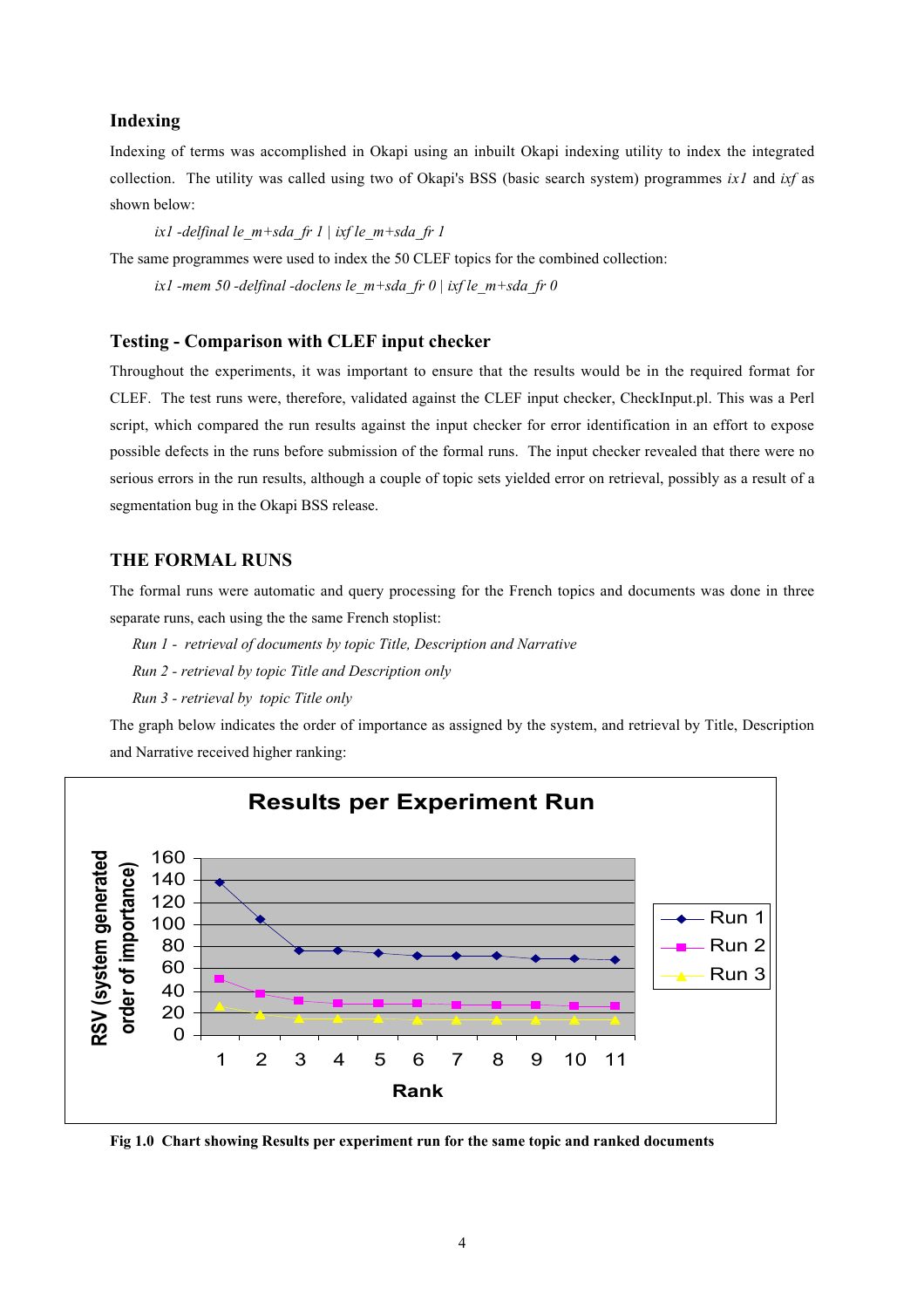## Indexing

Indexing of terms was accomplished in Okapi using an inbuilt Okapi indexing utility to index the integrated collection. The utility was called using two of Okapi's BSS (basic search system) programmes *ix1* and *ixf* as shown below:

*ix1 -delfinal le_m+sda_fr 1 | ixf le_m+sda_fr 1*

The same programmes were used to index the 50 CLEF topics for the combined collection:

*ix1 -mem 50 -delfinal -doclens le_m+sda_fr 0 | ixf le_m+sda_fr 0*

## Testing - Comparison with CLEF input checker

Throughout the experiments, it was important to ensure that the results would be in the required format for CLEF. The test runs were, therefore, validated against the CLEF input checker, CheckInput.pl. This was a Perl script, which compared the run results against the input checker for error identification in an effort to expose possible defects in the runs before submission of the formal runs. The input checker revealed that there were no serious errors in the run results, although a couple of topic sets yielded error on retrieval, possibly as a result of a segmentation bug in the Okapi BSS release.

## THE FORMAL RUNS

The formal runs were automatic and query processing for the French topics and documents was done in three separate runs, each using the the same French stoplist:

*Run 1 - retrieval of documents by topic Title, Description and Narrative*

*Run 2 - retrieval by topic Title and Description only*

*Run 3 - retrieval by topic Title only*

The graph below indicates the order of importance as assigned by the system, and retrieval by Title, Description and Narrative received higher ranking:

**Fig 1.0 Chart showing Results per experiment run for the same topic and ranked documents**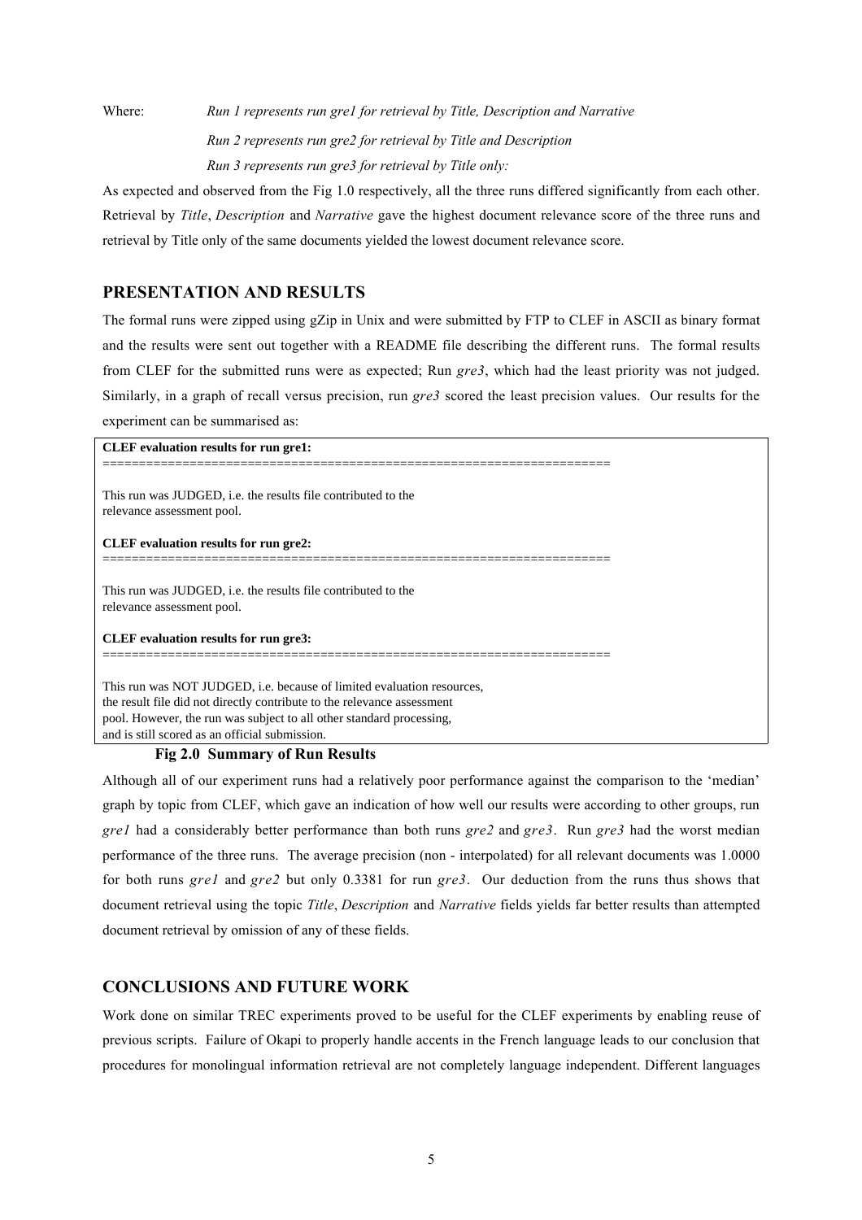Where: *Run 1 represents run gre1 for retrieval by Title, Description and Narrative*

*Run 2 represents run gre2 for retrieval by Title and Description*

*Run 3 represents run gre3 for retrieval by Title only:*

As expected and observed from the Fig 1.0 respectively, all the three runs differed significantly from each other. Retrieval by *Title*, *Description* and *Narrative* gave the highest document relevance score of the three runs and retrieval by Title only of the same documents yielded the lowest document relevance score.

## PRESENTATION AND RESULTS

The formal runs were zipped using gZip in Unix and were submitted by FTP to CLEF in ASCII as binary format and the results were sent out together with a README file describing the different runs. The formal results from CLEF for the submitted runs were as expected; Run *gre3*, which had the least priority was not judged. Similarly, in a graph of recall versus precision, run *gre3* scored the least precision values. Our results for the experiment can be summarised as:

```
CLEF evaluation results for run gre1:
=====================================================================

This run was JUDGED, i.e. the results file contributed to the
relevance assessment pool.

CLEF evaluation results for run gre2:
=====================================================================

This run was JUDGED, i.e. the results file contributed to the
relevance assessment pool.

CLEF evaluation results for run gre3:
=====================================================================

This run was NOT JUDGED, i.e. because of limited evaluation resources,
the result file did not directly contribute to the relevance assessment
pool. However, the run was subject to all other standard processing,
and is still scored as an official submission.
```

**Fig 2.0 Summary of Run Results**

Although all of our experiment runs had a relatively poor performance against the comparison to the 'median' graph by topic from CLEF, which gave an indication of how well our results were according to other groups, run *gre1* had a considerably better performance than both runs *gre2* and *gre3*. Run *gre3* had the worst median performance of the three runs. The average precision (non - interpolated) for all relevant documents was 1.0000 for both runs *gre1* and *gre2* but only 0.3381 for run *gre3*. Our deduction from the runs thus shows that document retrieval using the topic *Title*, *Description* and *Narrative* fields yields far better results than attempted document retrieval by omission of any of these fields.

## CONCLUSIONS AND FUTURE WORK

Work done on similar TREC experiments proved to be useful for the CLEF experiments by enabling reuse of previous scripts. Failure of Okapi to properly handle accents in the French language leads to our conclusion that procedures for monolingual information retrieval are not completely language independent. Different languages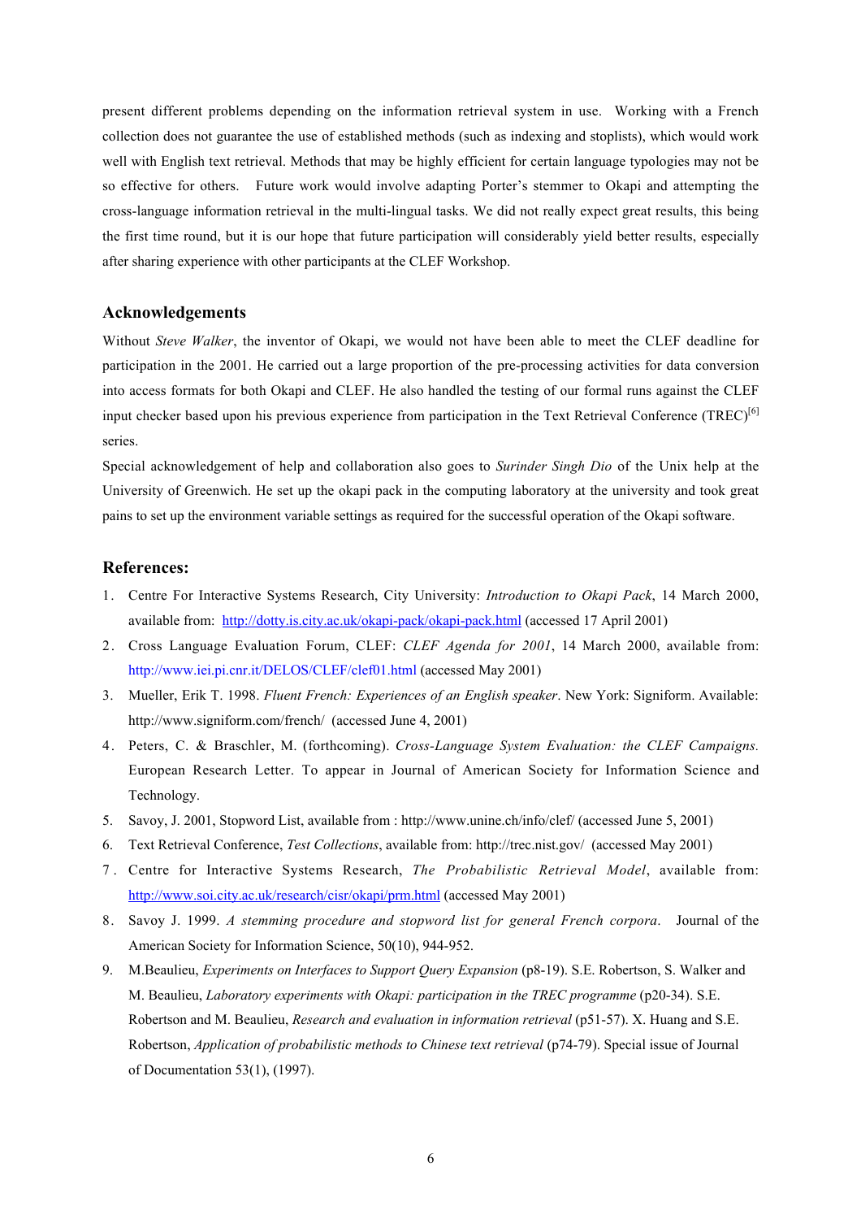present different problems depending on the information retrieval system in use. Working with a French collection does not guarantee the use of established methods (such as indexing and stoplists), which would work well with English text retrieval. Methods that may be highly efficient for certain language typologies may not be so effective for others. Future work would involve adapting Porter's stemmer to Okapi and attempting the cross-language information retrieval in the multi-lingual tasks. We did not really expect great results, this being the first time round, but it is our hope that future participation will considerably yield better results, especially after sharing experience with other participants at the CLEF Workshop.

## Acknowledgements

Without *Steve Walker*, the inventor of Okapi, we would not have been able to meet the CLEF deadline for participation in the 2001. He carried out a large proportion of the pre-processing activities for data conversion into access formats for both Okapi and CLEF. He also handled the testing of our formal runs against the CLEF input checker based upon his previous experience from participation in the Text Retrieval Conference (TREC)[6] series.

Special acknowledgement of help and collaboration also goes to *Surinder Singh Dio* of the Unix help at the University of Greenwich. He set up the okapi pack in the computing laboratory at the university and took great pains to set up the environment variable settings as required for the successful operation of the Okapi software.

## References:

1. Centre For Interactive Systems Research, City University: *Introduction to Okapi Pack*, 14 March 2000, available from: http://dotty.is.city.ac.uk/okapi-pack/okapi-pack.html (accessed 17 April 2001)
2. Cross Language Evaluation Forum, CLEF: *CLEF Agenda for 2001*, 14 March 2000, available from: http://www.iei.pi.cnr.it/DELOS/CLEF/clef01.html (accessed May 2001)
3. Mueller, Erik T. 1998. *Fluent French: Experiences of an English speaker*. New York: Signiform. Available: http://www.signiform.com/french/ (accessed June 4, 2001)
4. Peters, C. & Braschler, M. (forthcoming). *Cross-Language System Evaluation: the CLEF Campaigns.* European Research Letter. To appear in Journal of American Society for Information Science and Technology.
5. Savoy, J. 2001, Stopword List, available from : http://www.unine.ch/info/clef/ (accessed June 5, 2001)
6. Text Retrieval Conference, *Test Collections*, available from: http://trec.nist.gov/ (accessed May 2001)
7. Centre for Interactive Systems Research, *The Probabilistic Retrieval Model*, available from: http://www.soi.city.ac.uk/research/cisr/okapi/prm.html (accessed May 2001)
8. Savoy J. 1999. *A stemming procedure and stopword list for general French corpora*. Journal of the American Society for Information Science, 50(10), 944-952.
9. M.Beaulieu, *Experiments on Interfaces to Support Query Expansion* (p8-19). S.E. Robertson, S. Walker and M. Beaulieu, *Laboratory experiments with Okapi: participation in the TREC programme* (p20-34). S.E. Robertson and M. Beaulieu, *Research and evaluation in information retrieval* (p51-57). X. Huang and S.E. Robertson, *Application of probabilistic methods to Chinese text retrieval* (p74-79). Special issue of Journal of Documentation 53(1), (1997).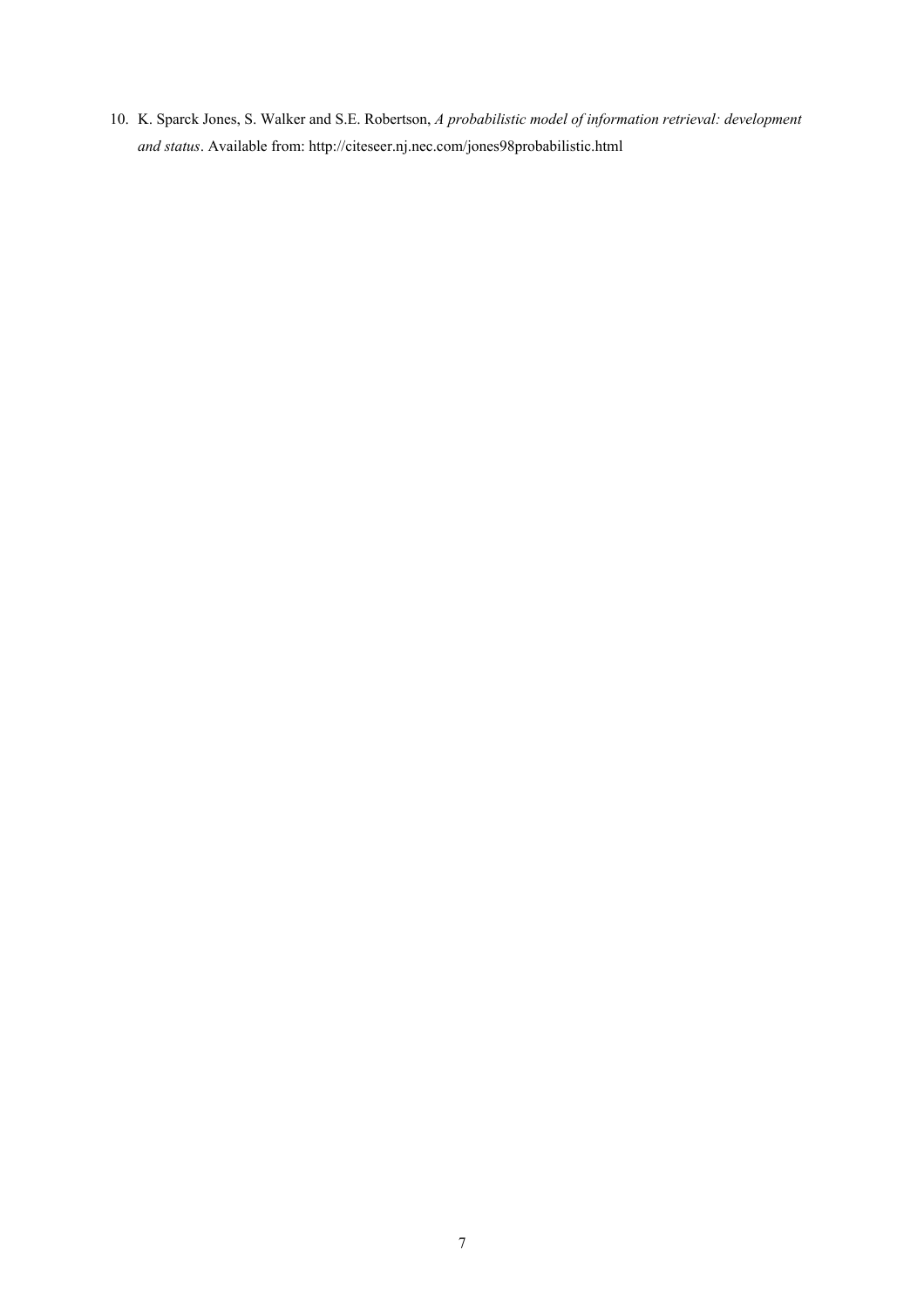10. K. Sparck Jones, S. Walker and S.E. Robertson, *A probabilistic model of information retrieval: development and status*. Available from: http://citeseer.nj.nec.com/jones98probabilistic.html